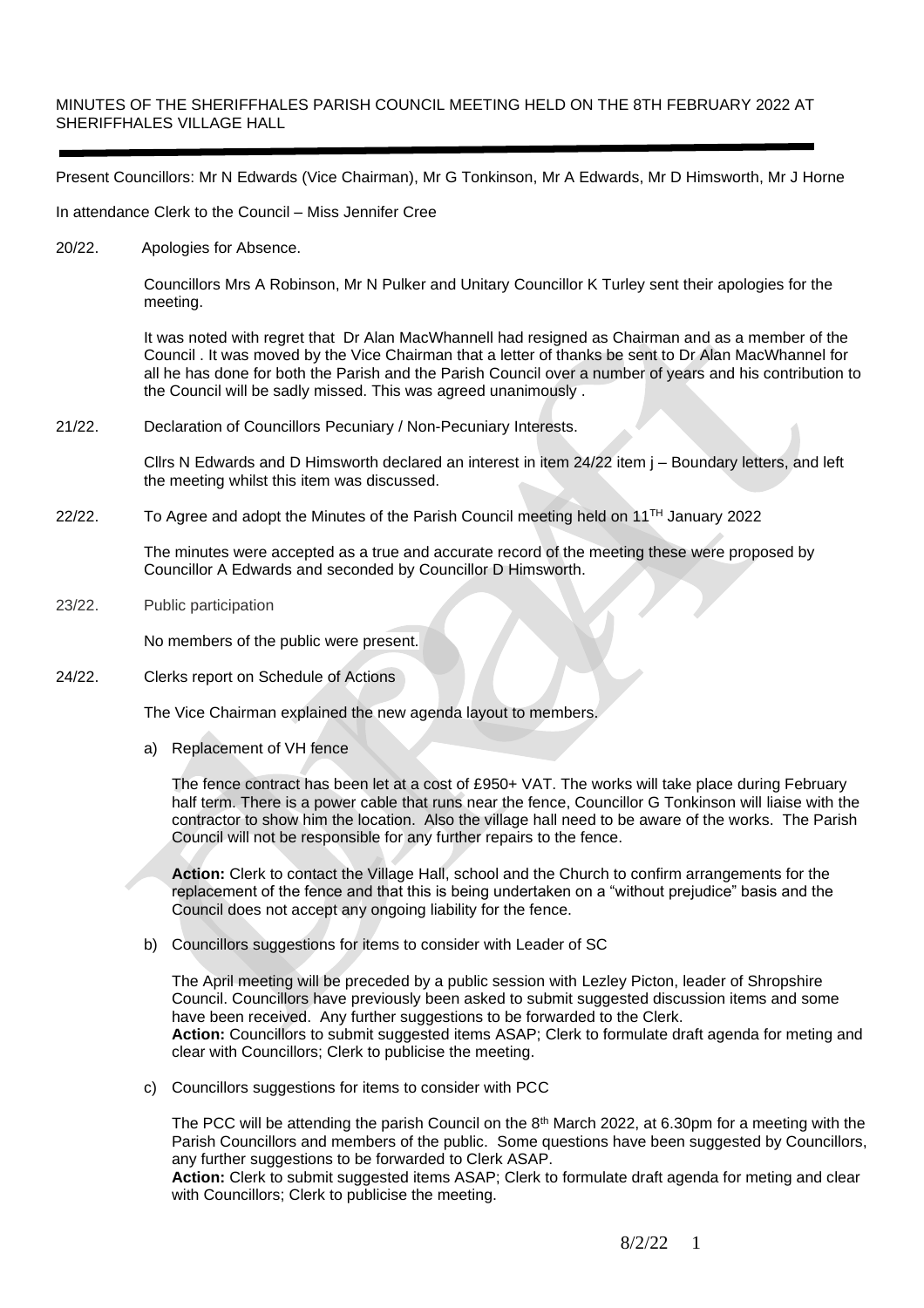MINUTES OF THE SHERIFFHALES PARISH COUNCIL MEETING HELD ON THE 8TH FEBRUARY 2022 AT SHERIFFHALES VILLAGE HALL

Present Councillors: Mr N Edwards (Vice Chairman), Mr G Tonkinson, Mr A Edwards, Mr D Himsworth, Mr J Horne

In attendance Clerk to the Council – Miss Jennifer Cree

20/22. Apologies for Absence.

Councillors Mrs A Robinson, Mr N Pulker and Unitary Councillor K Turley sent their apologies for the meeting.

It was noted with regret that Dr Alan MacWhannell had resigned as Chairman and as a member of the Council . It was moved by the Vice Chairman that a letter of thanks be sent to Dr Alan MacWhannel for all he has done for both the Parish and the Parish Council over a number of years and his contribution to the Council will be sadly missed. This was agreed unanimously .

21/22. Declaration of Councillors Pecuniary / Non-Pecuniary Interests.

Cllrs N Edwards and D Himsworth declared an interest in item 24/22 item j – Boundary letters, and left the meeting whilst this item was discussed.

22/22. To Agree and adopt the Minutes of the Parish Council meeting held on 11TH January 2022

The minutes were accepted as a true and accurate record of the meeting these were proposed by Councillor A Edwards and seconded by Councillor D Himsworth.

23/22. Public participation

No members of the public were present.

24/22. Clerks report on Schedule of Actions

The Vice Chairman explained the new agenda layout to members.

a) Replacement of VH fence

The fence contract has been let at a cost of £950+ VAT. The works will take place during February half term. There is a power cable that runs near the fence, Councillor G Tonkinson will liaise with the contractor to show him the location. Also the village hall need to be aware of the works. The Parish Council will not be responsible for any further repairs to the fence.

**Action:** Clerk to contact the Village Hall, school and the Church to confirm arrangements for the replacement of the fence and that this is being undertaken on a "without prejudice" basis and the Council does not accept any ongoing liability for the fence.

b) Councillors suggestions for items to consider with Leader of SC

The April meeting will be preceded by a public session with Lezley Picton, leader of Shropshire Council. Councillors have previously been asked to submit suggested discussion items and some have been received. Any further suggestions to be forwarded to the Clerk.
**Action:** Councillors to submit suggested items ASAP; Clerk to formulate draft agenda for meting and clear with Councillors; Clerk to publicise the meeting.

c) Councillors suggestions for items to consider with PCC

The PCC will be attending the parish Council on the 8th March 2022, at 6.30pm for a meeting with the Parish Councillors and members of the public. Some questions have been suggested by Councillors, any further suggestions to be forwarded to Clerk ASAP.
**Action:** Clerk to submit suggested items ASAP; Clerk to formulate draft agenda for meting and clear with Councillors; Clerk to publicise the meeting.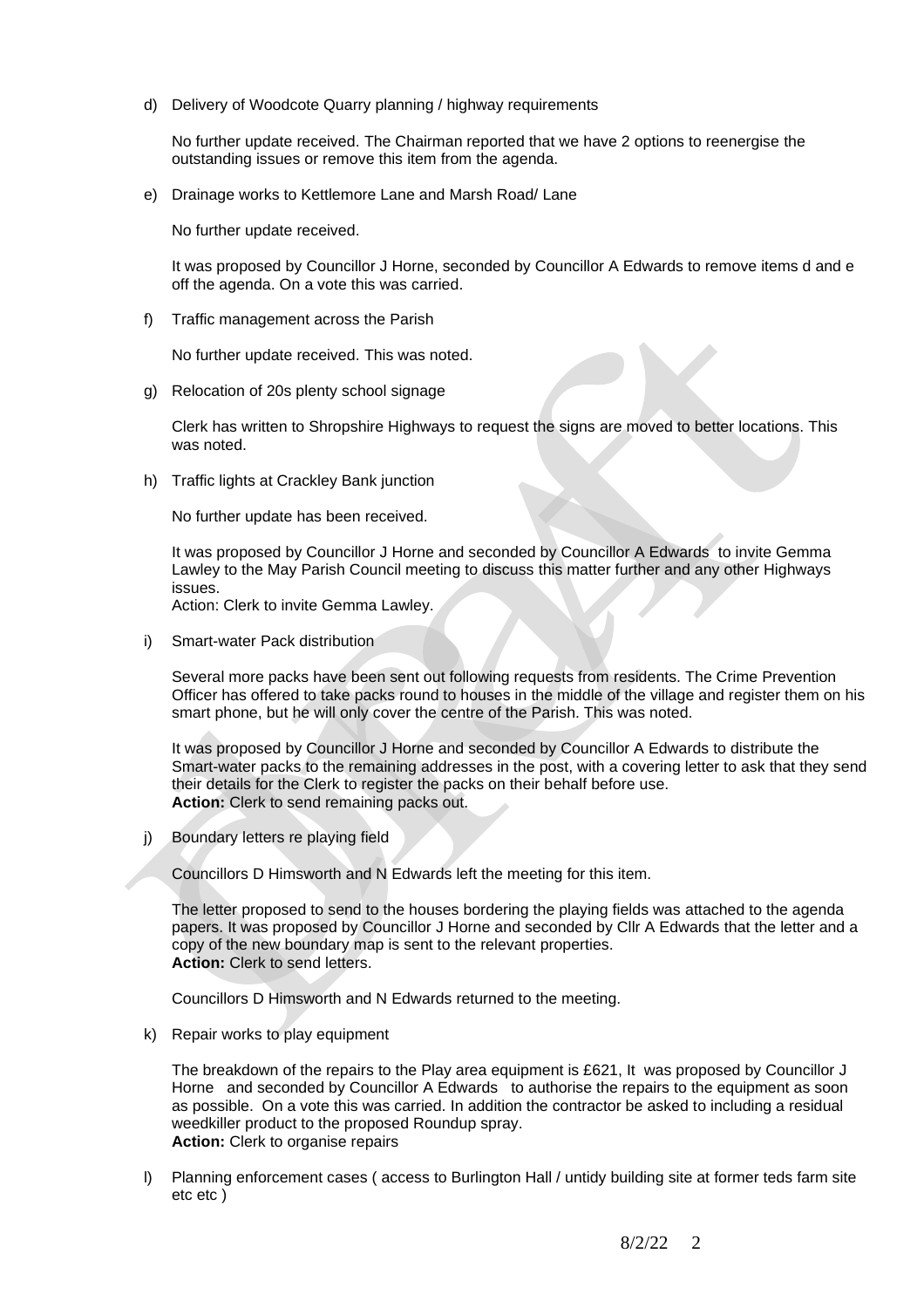d) Delivery of Woodcote Quarry planning / highway requirements

   No further update received. The Chairman reported that we have 2 options to reenergise the outstanding issues or remove this item from the agenda.

e) Drainage works to Kettlemore Lane and Marsh Road/ Lane

   No further update received.

   It was proposed by Councillor J Horne, seconded by Councillor A Edwards to remove items d and e off the agenda. On a vote this was carried.

f) Traffic management across the Parish

   No further update received. This was noted.

g) Relocation of 20s plenty school signage

   Clerk has written to Shropshire Highways to request the signs are moved to better locations. This was noted.

h) Traffic lights at Crackley Bank junction

   No further update has been received.

   It was proposed by Councillor J Horne and seconded by Councillor A Edwards to invite Gemma Lawley to the May Parish Council meeting to discuss this matter further and any other Highways issues.
   Action: Clerk to invite Gemma Lawley.

i) Smart-water Pack distribution

   Several more packs have been sent out following requests from residents. The Crime Prevention Officer has offered to take packs round to houses in the middle of the village and register them on his smart phone, but he will only cover the centre of the Parish. This was noted.

   It was proposed by Councillor J Horne and seconded by Councillor A Edwards to distribute the Smart-water packs to the remaining addresses in the post, with a covering letter to ask that they send their details for the Clerk to register the packs on their behalf before use.
   **Action:** Clerk to send remaining packs out.

j) Boundary letters re playing field

   Councillors D Himsworth and N Edwards left the meeting for this item.

   The letter proposed to send to the houses bordering the playing fields was attached to the agenda papers. It was proposed by Councillor J Horne and seconded by Cllr A Edwards that the letter and a copy of the new boundary map is sent to the relevant properties.
   **Action:** Clerk to send letters.

   Councillors D Himsworth and N Edwards returned to the meeting.

k) Repair works to play equipment

   The breakdown of the repairs to the Play area equipment is £621, It was proposed by Councillor J Horne and seconded by Councillor A Edwards to authorise the repairs to the equipment as soon as possible. On a vote this was carried. In addition the contractor be asked to including a residual weedkiller product to the proposed Roundup spray.
   **Action:** Clerk to organise repairs

l) Planning enforcement cases ( access to Burlington Hall / untidy building site at former teds farm site etc etc )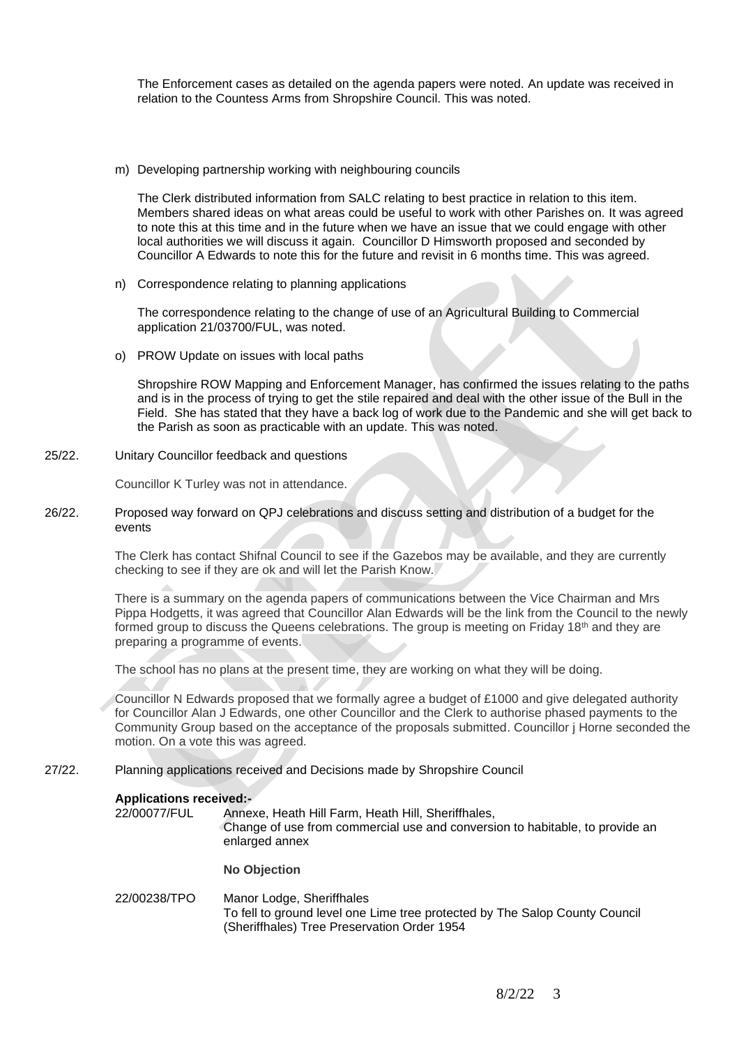The Enforcement cases as detailed on the agenda papers were noted. An update was received in relation to the Countess Arms from Shropshire Council. This was noted.

m) Developing partnership working with neighbouring councils

The Clerk distributed information from SALC relating to best practice in relation to this item. Members shared ideas on what areas could be useful to work with other Parishes on. It was agreed to note this at this time and in the future when we have an issue that we could engage with other local authorities we will discuss it again. Councillor D Himsworth proposed and seconded by Councillor A Edwards to note this for the future and revisit in 6 months time. This was agreed.

n) Correspondence relating to planning applications

The correspondence relating to the change of use of an Agricultural Building to Commercial application 21/03700/FUL, was noted.

o) PROW Update on issues with local paths

Shropshire ROW Mapping and Enforcement Manager, has confirmed the issues relating to the paths and is in the process of trying to get the stile repaired and deal with the other issue of the Bull in the Field. She has stated that they have a back log of work due to the Pandemic and she will get back to the Parish as soon as practicable with an update. This was noted.

25/22. Unitary Councillor feedback and questions

Councillor K Turley was not in attendance.

26/22. Proposed way forward on QPJ celebrations and discuss setting and distribution of a budget for the events

The Clerk has contact Shifnal Council to see if the Gazebos may be available, and they are currently checking to see if they are ok and will let the Parish Know.

There is a summary on the agenda papers of communications between the Vice Chairman and Mrs Pippa Hodgetts, it was agreed that Councillor Alan Edwards will be the link from the Council to the newly formed group to discuss the Queens celebrations. The group is meeting on Friday 18th and they are preparing a programme of events.

The school has no plans at the present time, they are working on what they will be doing.

Councillor N Edwards proposed that we formally agree a budget of £1000 and give delegated authority for Councillor Alan J Edwards, one other Councillor and the Clerk to authorise phased payments to the Community Group based on the acceptance of the proposals submitted. Councillor j Horne seconded the motion. On a vote this was agreed.

27/22. Planning applications received and Decisions made by Shropshire Council

**Applications received:-**

22/00077/FUL Annexe, Heath Hill Farm, Heath Hill, Sheriffhales,
Change of use from commercial use and conversion to habitable, to provide an enlarged annex

**No Objection**

22/00238/TPO Manor Lodge, Sheriffhales
To fell to ground level one Lime tree protected by The Salop County Council (Sheriffhales) Tree Preservation Order 1954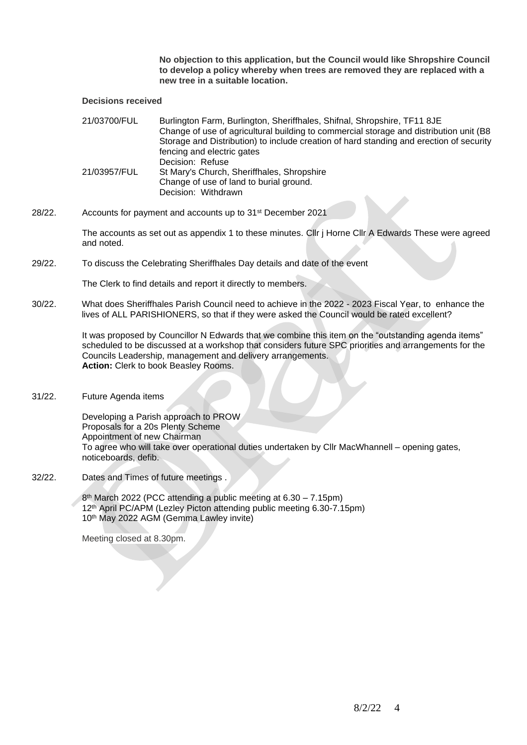**No objection to this application, but the Council would like Shropshire Council to develop a policy whereby when trees are removed they are replaced with a new tree in a suitable location.**

**Decisions received**

21/03700/FUL Burlington Farm, Burlington, Sheriffhales, Shifnal, Shropshire, TF11 8JE
Change of use of agricultural building to commercial storage and distribution unit (B8 Storage and Distribution) to include creation of hard standing and erection of security fencing and electric gates
Decision: Refuse

21/03957/FUL St Mary's Church, Sheriffhales, Shropshire
Change of use of land to burial ground.
Decision: Withdrawn

28/22. Accounts for payment and accounts up to 31st December 2021

The accounts as set out as appendix 1 to these minutes. Cllr j Horne Cllr A Edwards These were agreed and noted.

29/22. To discuss the Celebrating Sheriffhales Day details and date of the event

The Clerk to find details and report it directly to members.

30/22. What does Sheriffhales Parish Council need to achieve in the 2022 - 2023 Fiscal Year, to enhance the lives of ALL PARISHIONERS, so that if they were asked the Council would be rated excellent?

It was proposed by Councillor N Edwards that we combine this item on the "outstanding agenda items" scheduled to be discussed at a workshop that considers future SPC priorities and arrangements for the Councils Leadership, management and delivery arrangements.
**Action:** Clerk to book Beasley Rooms.

31/22. Future Agenda items

Developing a Parish approach to PROW
Proposals for a 20s Plenty Scheme
Appointment of new Chairman
To agree who will take over operational duties undertaken by Cllr MacWhannell – opening gates, noticeboards, defib.

32/22. Dates and Times of future meetings .

8th March 2022 (PCC attending a public meeting at 6.30 – 7.15pm)
12th April PC/APM (Lezley Picton attending public meeting 6.30-7.15pm)
10th May 2022 AGM (Gemma Lawley invite)

Meeting closed at 8.30pm.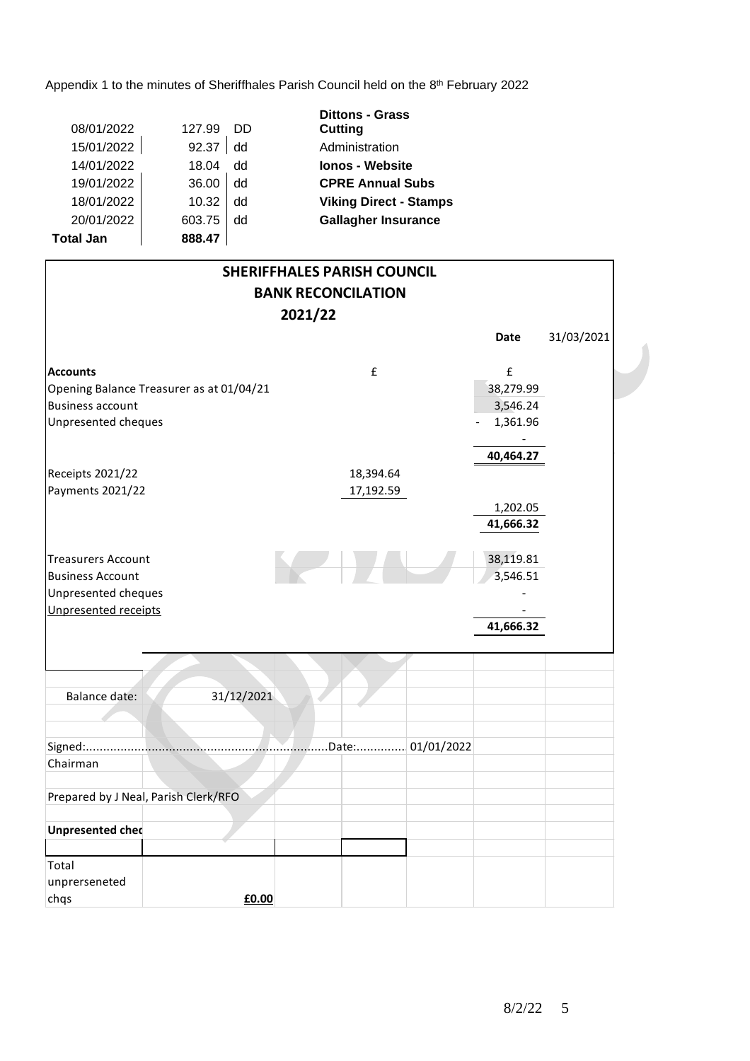Appendix 1 to the minutes of Sheriffhales Parish Council held on the 8th February 2022

| | | | |
|---|---|---|---|
| 08/01/2022 | 127.99 | DD | **Dittons - Grass Cutting** |
| 15/01/2022 | 92.37 | dd | Administration |
| 14/01/2022 | 18.04 | dd | **Ionos - Website** |
| 19/01/2022 | 36.00 | dd | **CPRE Annual Subs** |
| 18/01/2022 | 10.32 | dd | **Viking Direct - Stamps** |
| 20/01/2022 | 603.75 | dd | **Gallagher Insurance** |
| **Total Jan** | **888.47** | | |

**SHERIFFHALES PARISH COUNCIL**

**BANK RECONCILATION**

**2021/22**

| | | | |
|---|---|---|---|
| | | **Date** | 31/03/2021 |
| **Accounts** | £ | £ | |
| Opening Balance Treasurer as at 01/04/21 | | 38,279.99 | |
| Business account | | 3,546.24 | |
| Unpresented cheques | | - 1,361.96 | |
| | | - | |
| | | **40,464.27** | |
| Receipts 2021/22 | 18,394.64 | | |
| Payments 2021/22 | 17,192.59 | | |
| | | 1,202.05 | |
| | | **41,666.32** | |
| Treasurers Account | | 38,119.81 | |
| Business Account | | 3,546.51 | |
| Unpresented cheques | | - | |
| Unpresented receipts | | - | |
| | | **41,666.32** | |

Balance date: 31/12/2021

Signed:.......................................................................Date:.............. 01/01/2022

Chairman

Prepared by J Neal, Parish Clerk/RFO

**Unpresented chec**

| | |
|---|---|
| Total unprerseneted chqs | **£0.00** |